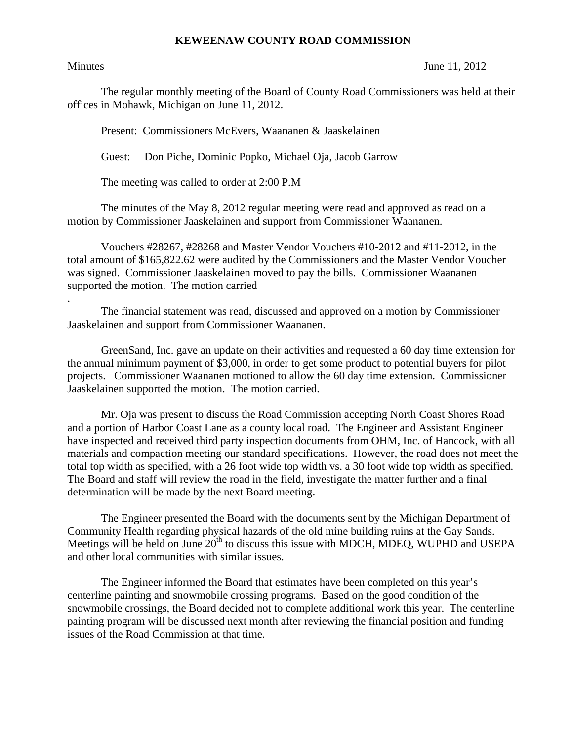# KEWEENAW COUNTY ROAD COMMISSION

Minutes June 11, 2012

The regular monthly meeting of the Board of County Road Commissioners was held at their offices in Mohawk, Michigan on June 11, 2012.

Present: Commissioners McEvers, Waananen & Jaaskelainen

Guest: Don Piche, Dominic Popko, Michael Oja, Jacob Garrow

The meeting was called to order at 2:00 P.M

The minutes of the May 8, 2012 regular meeting were read and approved as read on a motion by Commissioner Jaaskelainen and support from Commissioner Waananen.

Vouchers #28267, #28268 and Master Vendor Vouchers #10-2012 and #11-2012, in the total amount of $165,822.62 were audited by the Commissioners and the Master Vendor Voucher was signed. Commissioner Jaaskelainen moved to pay the bills. Commissioner Waananen supported the motion. The motion carried

.

The financial statement was read, discussed and approved on a motion by Commissioner Jaaskelainen and support from Commissioner Waananen.

GreenSand, Inc. gave an update on their activities and requested a 60 day time extension for the annual minimum payment of $3,000, in order to get some product to potential buyers for pilot projects. Commissioner Waananen motioned to allow the 60 day time extension. Commissioner Jaaskelainen supported the motion. The motion carried.

Mr. Oja was present to discuss the Road Commission accepting North Coast Shores Road and a portion of Harbor Coast Lane as a county local road. The Engineer and Assistant Engineer have inspected and received third party inspection documents from OHM, Inc. of Hancock, with all materials and compaction meeting our standard specifications. However, the road does not meet the total top width as specified, with a 26 foot wide top width vs. a 30 foot wide top width as specified. The Board and staff will review the road in the field, investigate the matter further and a final determination will be made by the next Board meeting.

The Engineer presented the Board with the documents sent by the Michigan Department of Community Health regarding physical hazards of the old mine building ruins at the Gay Sands. Meetings will be held on June 20th to discuss this issue with MDCH, MDEQ, WUPHD and USEPA and other local communities with similar issues.

The Engineer informed the Board that estimates have been completed on this year's centerline painting and snowmobile crossing programs. Based on the good condition of the snowmobile crossings, the Board decided not to complete additional work this year. The centerline painting program will be discussed next month after reviewing the financial position and funding issues of the Road Commission at that time.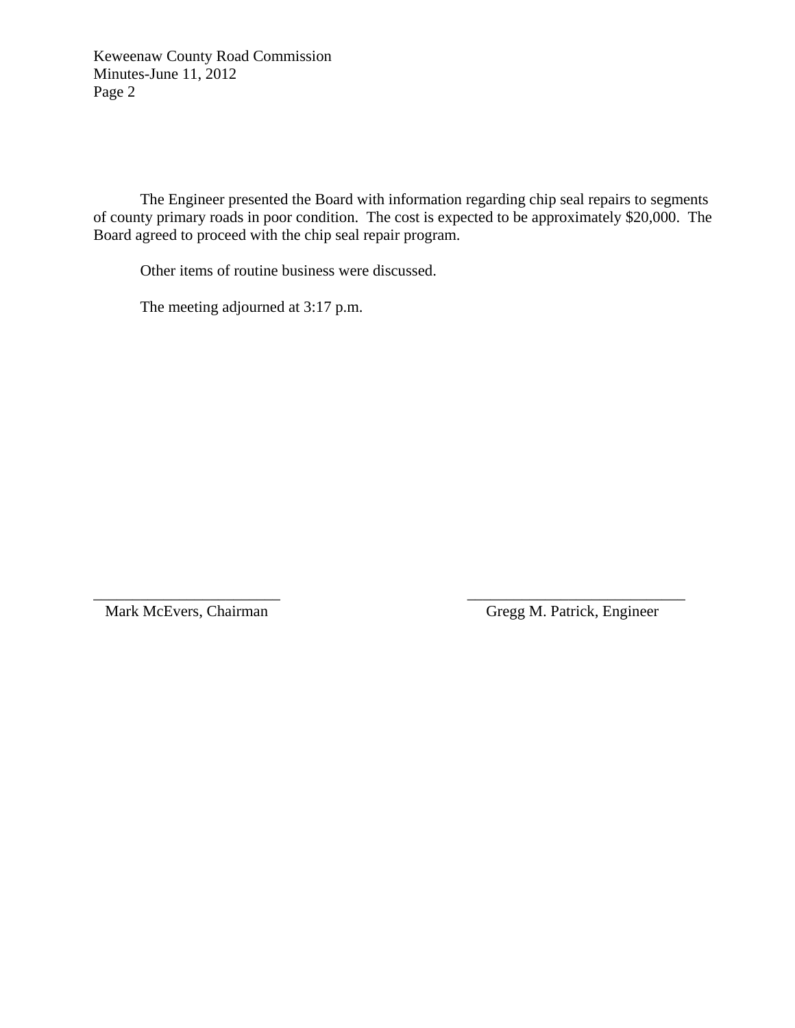The Engineer presented the Board with information regarding chip seal repairs to segments of county primary roads in poor condition. The cost is expected to be approximately $20,000. The Board agreed to proceed with the chip seal repair program.

Other items of routine business were discussed.

The meeting adjourned at 3:17 p.m.

\_\_\_\_\_\_\_\_\_\_\_\_\_\_\_\_\_\_\_\_\_\_\_\_ \_\_\_\_\_\_\_\_\_\_\_\_\_\_\_\_\_\_\_\_\_\_\_\_\_\_\_\_

Mark McEvers, Chairman Gregg M. Patrick, Engineer